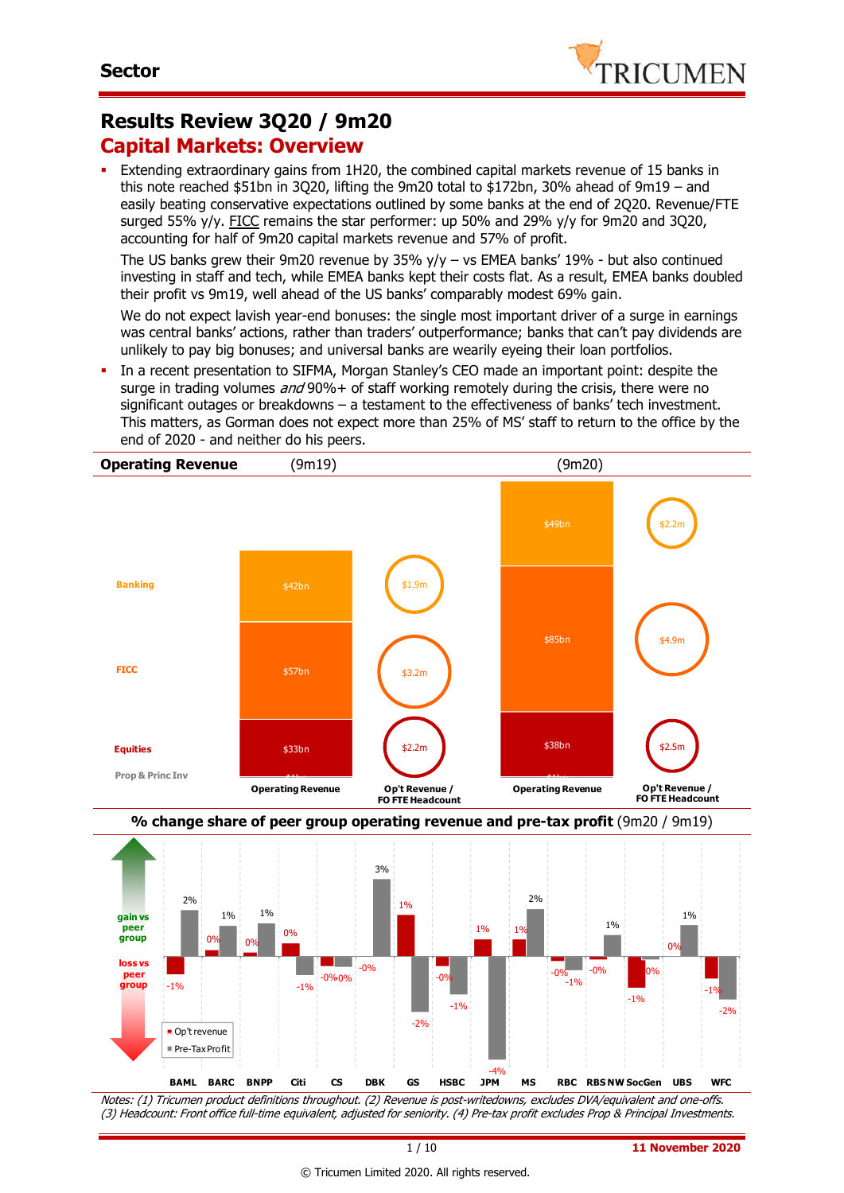# Results Review 3Q20 / 9m20

## Capital Markets: Overview

- Extending extraordinary gains from 1H20, the combined capital markets revenue of 15 banks in this note reached $51bn in 3Q20, lifting the 9m20 total to $172bn, 30% ahead of 9m19 – and easily beating conservative expectations outlined by some banks at the end of 2Q20. Revenue/FTE surged 55% y/y. FICC remains the star performer: up 50% and 29% y/y for 9m20 and 3Q20, accounting for half of 9m20 capital markets revenue and 57% of profit.

  The US banks grew their 9m20 revenue by 35% y/y – vs EMEA banks' 19% - but also continued investing in staff and tech, while EMEA banks kept their costs flat. As a result, EMEA banks doubled their profit vs 9m19, well ahead of the US banks' comparably modest 69% gain.

  We do not expect lavish year-end bonuses: the single most important driver of a surge in earnings was central banks' actions, rather than traders' outperformance; banks that can't pay dividends are unlikely to pay big bonuses; and universal banks are wearily eyeing their loan portfolios.

- In a recent presentation to SIFMA, Morgan Stanley's CEO made an important point: despite the surge in trading volumes *and* 90%+ of staff working remotely during the crisis, there were no significant outages or breakdowns – a testament to the effectiveness of banks' tech investment. This matters, as Gorman does not expect more than 25% of MS' staff to return to the office by the end of 2020 - and neither do his peers.

**Operating Revenue**

| | (9m19) Operating Revenue | (9m19) Op't Revenue / FO FTE Headcount | (9m20) Operating Revenue | (9m20) Op't Revenue / FO FTE Headcount |
|---|---|---|---|---|
| Banking | $42bn | $1.9m | $49bn | $2.2m |
| FICC | $57bn | $3.2m | $85bn | $4.9m |
| Equities | $33bn | $2.2m | $38bn | $2.5m |
| Prop & Princ Inv | | | | |

**% change share of peer group operating revenue and pre-tax profit** (9m20 / 9m19)

| | Op't revenue | Pre-Tax Profit |
|---|---|---|
| BAML | -1% | 2% |
| BARC | 0% | 1% |
| BNPP | 0% | 1% |
| Citi | 0% | -1% |
| CS | -0% | 0% |
| DBK | -0% | 3% |
| GS | 1% | -2% |
| HSBC | -0% | -1% |
| JPM | 1% | -4% |
| MS | 1% | 2% |
| RBC | -0% | -1% |
| RBS NW | -0% | 1% |
| SocGen | -1% | 0% |
| UBS | 0% | 1% |
| WFC | -1% | -2% |

*Notes: (1) Tricumen product definitions throughout. (2) Revenue is post-writedowns, excludes DVA/equivalent and one-offs. (3) Headcount: Front office full-time equivalent, adjusted for seniority. (4) Pre-tax profit excludes Prop & Principal Investments.*

© Tricumen Limited 2020. All rights reserved.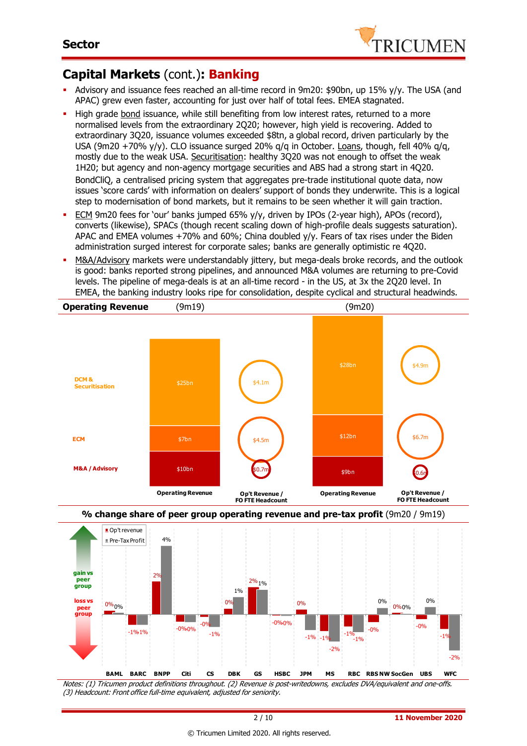## Capital Markets (cont.): **Banking**

- Advisory and issuance fees reached an all-time record in 9m20: $90bn, up 15% y/y. The USA (and APAC) grew even faster, accounting for just over half of total fees. EMEA stagnated.
- High grade bond issuance, while still benefiting from low interest rates, returned to a more normalised levels from the extraordinary 2Q20; however, high yield is recovering. Added to extraordinary 3Q20, issuance volumes exceeded $8tn, a global record, driven particularly by the USA (9m20 +70% y/y). CLO issuance surged 20% q/q in October. Loans, though, fell 40% q/q, mostly due to the weak USA. Securitisation: healthy 3Q20 was not enough to offset the weak 1H20; but agency and non-agency mortgage securities and ABS had a strong start in 4Q20.

  BondCliQ, a centralised pricing system that aggregates pre-trade institutional quote data, now issues 'score cards' with information on dealers' support of bonds they underwrite. This is a logical step to modernisation of bond markets, but it remains to be seen whether it will gain traction.
- ECM 9m20 fees for 'our' banks jumped 65% y/y, driven by IPOs (2-year high), APOs (record), converts (likewise), SPACs (though recent scaling down of high-profile deals suggests saturation). APAC and EMEA volumes +70% and 60%; China doubled y/y. Fears of tax rises under the Biden administration surged interest for corporate sales; banks are generally optimistic re 4Q20.
- M&A/Advisory markets were understandably jittery, but mega-deals broke records, and the outlook is good: banks reported strong pipelines, and announced M&A volumes are returning to pre-Covid levels. The pipeline of mega-deals is at an all-time record - in the US, at 3x the 2Q20 level. In EMEA, the banking industry looks ripe for consolidation, despite cyclical and structural headwinds.

**Operating Revenue**

| | (9m19) Operating Revenue | (9m19) Op't Revenue / FO FTE Headcount | (9m20) Operating Revenue | (9m20) Op't Revenue / FO FTE Headcount |
|---|---|---|---|---|
| DCM & Securitisation | $25bn | $4.1m | $28bn | $4.9m |
| ECM | $7bn | $4.5m | $12bn | $6.7m |
| M&A / Advisory | $10bn | $0.7m | $9bn | $0.6m |

**% change share of peer group operating revenue and pre-tax profit** (9m20 / 9m19)

| | BAML | BARC | BNPP | Citi | CS | DBK | GS | HSBC | JPM | MS | RBC | RBS NW | SocGen | UBS | WFC |
|---|---|---|---|---|---|---|---|---|---|---|---|---|---|---|---|
| Op't revenue | 0% | -1% | 2% | -0% | -0% | 0% | 2% | -0% | 0% | -1% | -1% | -0% | 0% | -0% | -1% |
| Pre-Tax Profit | 0% | 1% | 4% | 0% | -1% | 1% | 1% | 0% | -1% | -2% | -1% | 0% | 0% | 0% | -2% |

*Notes: (1) Tricumen product definitions throughout. (2) Revenue is post-writedowns, excludes DVA/equivalent and one-offs. (3) Headcount: Front office full-time equivalent, adjusted for seniority.*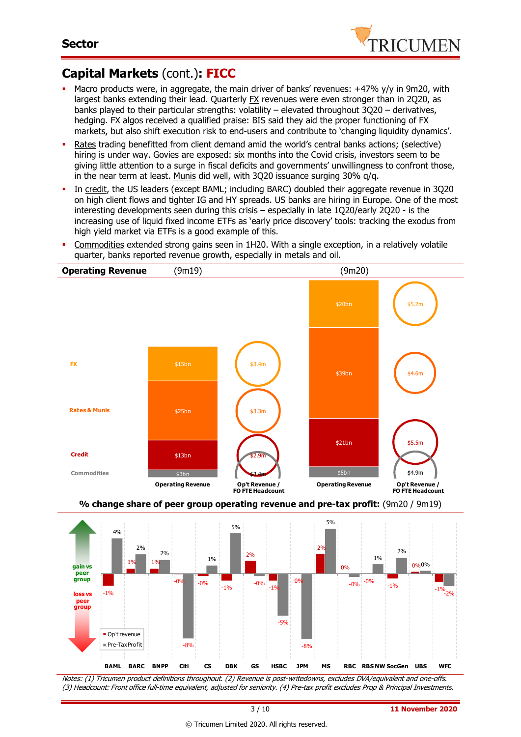## Capital Markets (cont.): FICC

- Macro products were, in aggregate, the main driver of banks' revenues: +47% y/y in 9m20, with largest banks extending their lead. Quarterly FX revenues were even stronger than in 2Q20, as banks played to their particular strengths: volatility – elevated throughout 3Q20 – derivatives, hedging. FX algos received a qualified praise: BIS said they aid the proper functioning of FX markets, but also shift execution risk to end-users and contribute to 'changing liquidity dynamics'.
- Rates trading benefitted from client demand amid the world's central banks actions; (selective) hiring is under way. Govies are exposed: six months into the Covid crisis, investors seem to be giving little attention to a surge in fiscal deficits and governments' unwillingness to confront those, in the near term at least. Munis did well, with 3Q20 issuance surging 30% q/q.
- In credit, the US leaders (except BAML; including BARC) doubled their aggregate revenue in 3Q20 on high client flows and tighter IG and HY spreads. US banks are hiring in Europe. One of the most interesting developments seen during this crisis – especially in late 1Q20/early 2Q20 - is the increasing use of liquid fixed income ETFs as 'early price discovery' tools: tracking the exodus from high yield market via ETFs is a good example of this.
- Commodities extended strong gains seen in 1H20. With a single exception, in a relatively volatile quarter, banks reported revenue growth, especially in metals and oil.

**Operating Revenue**

| | (9m19) Operating Revenue | (9m19) Op't Revenue / FO FTE Headcount | (9m20) Operating Revenue | (9m20) Op't Revenue / FO FTE Headcount |
|---|---|---|---|---|
| FX | $15bn | $3.4m | $20bn | $5.2m |
| Rates & Munis | $25bn | $3.3m | $39bn | $4.6m |
| Credit | $13bn | $2.9m | $21bn | $5.5m |
| Commodities | $3bn | $3.4m | $5bn | $4.9m |

**% change share of peer group operating revenue and pre-tax profit:** (9m20 / 9m19)

| | BAML | BARC | BNPP | Citi | CS | DBK | GS | HSBC | JPM | MS | RBC | RBS NW | SocGen | UBS | WFC |
|---|---|---|---|---|---|---|---|---|---|---|---|---|---|---|---|
| Op't revenue | -1% | 1% | 1% | -0% | -0% | -1% | 2% | -1% | -0% | 2% | 0% | -0% | -1% | 0% | -1% |
| Pre-Tax Profit | 4% | 2% | 2% | -8% | 1% | 5% | -0% | -5% | -8% | 5% | -0% | 1% | 2% | 0% | -2% |

*Notes: (1) Tricumen product definitions throughout. (2) Revenue is post-writedowns, excludes DVA/equivalent and one-offs. (3) Headcount: Front office full-time equivalent, adjusted for seniority. (4) Pre-tax profit excludes Prop & Principal Investments.*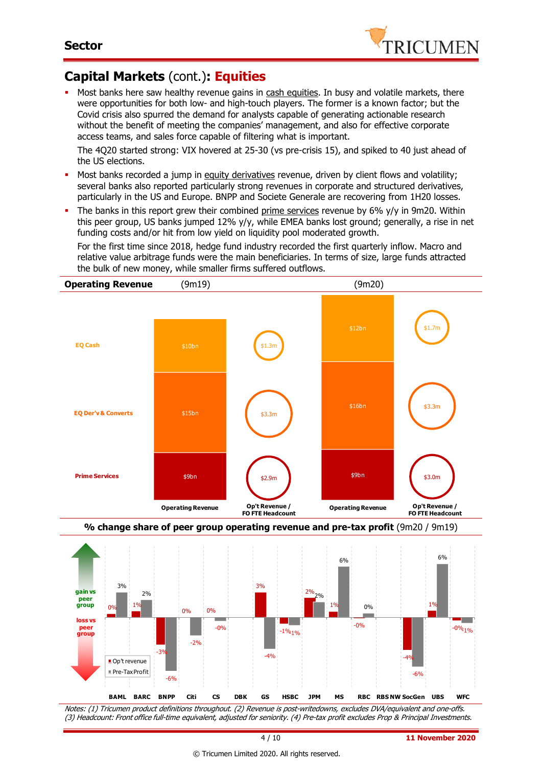## Capital Markets (cont.): Equities

- Most banks here saw healthy revenue gains in cash equities. In busy and volatile markets, there were opportunities for both low- and high-touch players. The former is a known factor; but the Covid crisis also spurred the demand for analysts capable of generating actionable research without the benefit of meeting the companies' management, and also for effective corporate access teams, and sales force capable of filtering what is important.

  The 4Q20 started strong: VIX hovered at 25-30 (vs pre-crisis 15), and spiked to 40 just ahead of the US elections.

- Most banks recorded a jump in equity derivatives revenue, driven by client flows and volatility; several banks also reported particularly strong revenues in corporate and structured derivatives, particularly in the US and Europe. BNPP and Societe Generale are recovering from 1H20 losses.

- The banks in this report grew their combined prime services revenue by 6% y/y in 9m20. Within this peer group, US banks jumped 12% y/y, while EMEA banks lost ground; generally, a rise in net funding costs and/or hit from low yield on liquidity pool moderated growth.

  For the first time since 2018, hedge fund industry recorded the first quarterly inflow. Macro and relative value arbitrage funds were the main beneficiaries. In terms of size, large funds attracted the bulk of new money, while smaller firms suffered outflows.

**Operating Revenue**

| | (9m19) Operating Revenue | (9m19) Op't Revenue / FO FTE Headcount | (9m20) Operating Revenue | (9m20) Op't Revenue / FO FTE Headcount |
|---|---|---|---|---|
| EQ Cash | $10bn | $1.3m | $12bn | $1.7m |
| EQ Der'v & Converts | $15bn | $3.3m | $16bn | $3.3m |
| Prime Services | $9bn | $2.9m | $9bn | $3.0m |

**% change share of peer group operating revenue and pre-tax profit** (9m20 / 9m19)

| | BAML | BARC | BNPP | Citi | CS | DBK | GS | HSBC | JPM | MS | RBC | RBS NW | SocGen | UBS | WFC |
|---|---|---|---|---|---|---|---|---|---|---|---|---|---|---|---|
| Op't revenue | 0% | 1% | -3% | 0% | 0% | | 3% | -1% | 2% | 1% | -0% | | -4% | 1% | -0% |
| Pre-Tax Profit | 3% | 2% | -6% | -2% | -0% | | -4% | -1% | 2% | 6% | 0% | | -6% | 6% | -1% |

*Notes: (1) Tricumen product definitions throughout. (2) Revenue is post-writedowns, excludes DVA/equivalent and one-offs. (3) Headcount: Front office full-time equivalent, adjusted for seniority. (4) Pre-tax profit excludes Prop & Principal Investments.*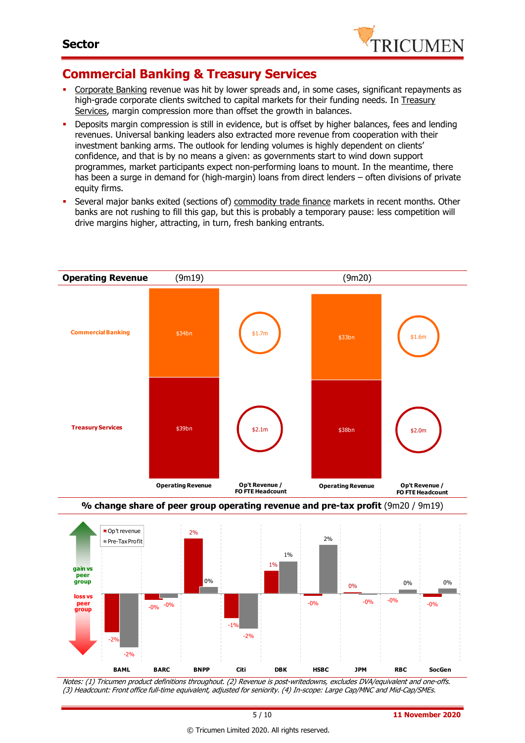## Commercial Banking & Treasury Services

- Corporate Banking revenue was hit by lower spreads and, in some cases, significant repayments as high-grade corporate clients switched to capital markets for their funding needs. In Treasury Services, margin compression more than offset the growth in balances.
- Deposits margin compression is still in evidence, but is offset by higher balances, fees and lending revenues. Universal banking leaders also extracted more revenue from cooperation with their investment banking arms. The outlook for lending volumes is highly dependent on clients' confidence, and that is by no means a given: as governments start to wind down support programmes, market participants expect non-performing loans to mount. In the meantime, there has been a surge in demand for (high-margin) loans from direct lenders – often divisions of private equity firms.
- Several major banks exited (sections of) commodity trade finance markets in recent months. Other banks are not rushing to fill this gap, but this is probably a temporary pause: less competition will drive margins higher, attracting, in turn, fresh banking entrants.

**Operating Revenue**

| | (9m19) Operating Revenue | (9m19) Op't Revenue / FO FTE Headcount | (9m20) Operating Revenue | (9m20) Op't Revenue / FO FTE Headcount |
|---|---|---|---|---|
| Commercial Banking | $34bn | $1.7m | $33bn | $1.6m |
| Treasury Services | $39bn | $2.1m | $38bn | $2.0m |

**% change share of peer group operating revenue and pre-tax profit** (9m20 / 9m19)

| | BAML | BARC | BNPP | Citi | DBK | HSBC | JPM | RBC | SocGen |
|---|---|---|---|---|---|---|---|---|---|
| Op't revenue | -2% | -0% | 2% | -1% | 1% | -0% | 0% | | -0% |
| Pre-Tax Profit | -2% | -0% | 0% | -2% | 1% | 2% | -0% | 0% | 0% |

*Notes: (1) Tricumen product definitions throughout. (2) Revenue is post-writedowns, excludes DVA/equivalent and one-offs. (3) Headcount: Front office full-time equivalent, adjusted for seniority. (4) In-scope: Large Cap/MNC and Mid-Cap/SMEs.*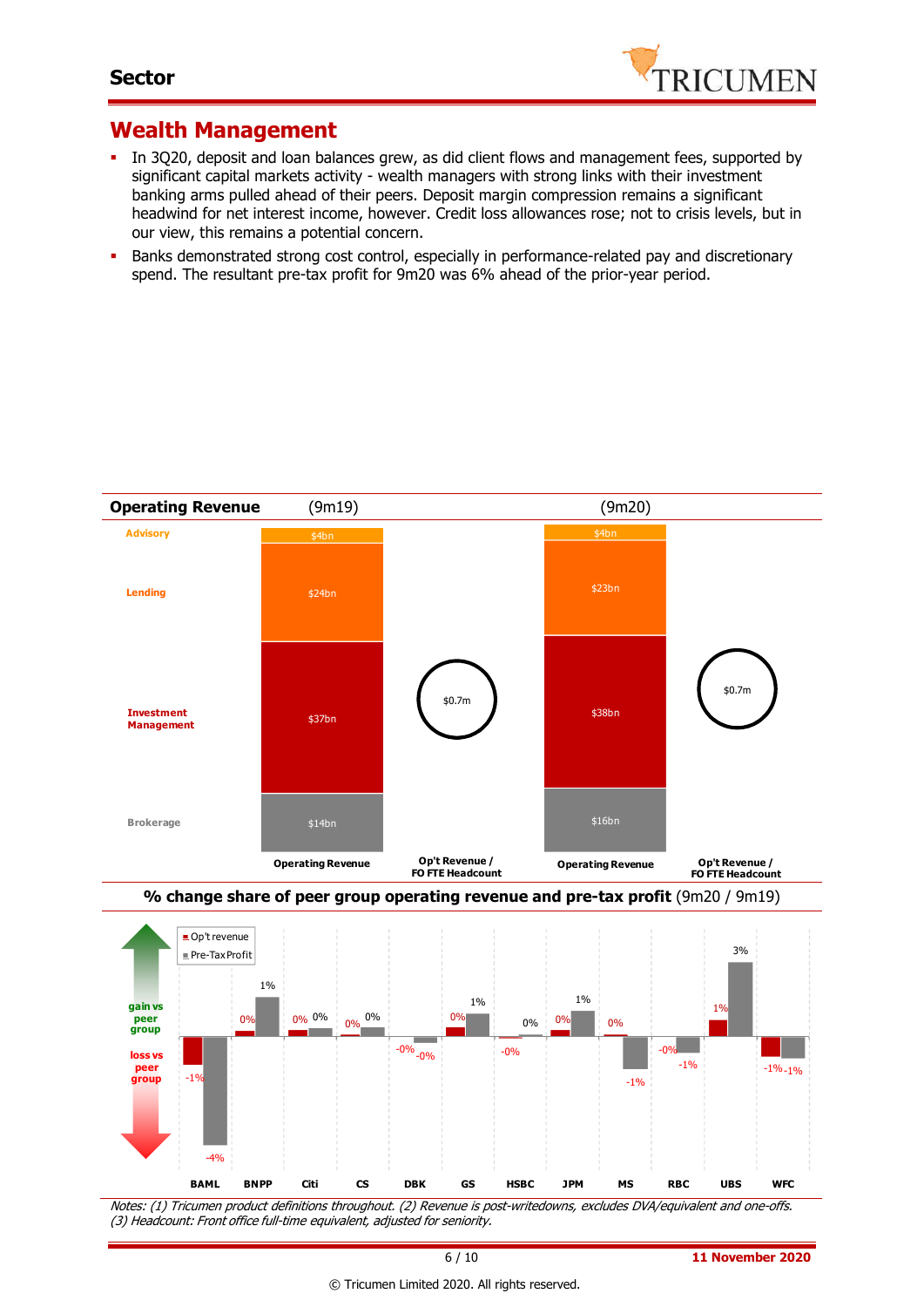## Wealth Management

- In 3Q20, deposit and loan balances grew, as did client flows and management fees, supported by significant capital markets activity - wealth managers with strong links with their investment banking arms pulled ahead of their peers. Deposit margin compression remains a significant headwind for net interest income, however. Credit loss allowances rose; not to crisis levels, but in our view, this remains a potential concern.
- Banks demonstrated strong cost control, especially in performance-related pay and discretionary spend. The resultant pre-tax profit for 9m20 was 6% ahead of the prior-year period.

**Operating Revenue**

| | (9m19) Operating Revenue | (9m20) Operating Revenue |
|---|---|---|
| Advisory | $4bn | $4bn |
| Lending | $24bn | $23bn |
| Investment Management | $37bn | $38bn |
| Brokerage | $14bn | $16bn |
| Op't Revenue / FO FTE Headcount | $0.7m | $0.7m |

**% change share of peer group operating revenue and pre-tax profit** (9m20 / 9m19)

| | BAML | BNPP | Citi | CS | DBK | GS | HSBC | JPM | MS | RBC | UBS | WFC |
|---|---|---|---|---|---|---|---|---|---|---|---|---|
| Op't revenue | -1% | 0% | 0% | 0% | -0% | 0% | -0% | 0% | 0% | -0% | 1% | -1% |
| Pre-Tax Profit | -4% | 1% | 0% | 0% | -0% | 1% | 0% | 1% | -1% | -1% | 3% | -1% |

*Notes: (1) Tricumen product definitions throughout. (2) Revenue is post-writedowns, excludes DVA/equivalent and one-offs. (3) Headcount: Front office full-time equivalent, adjusted for seniority.*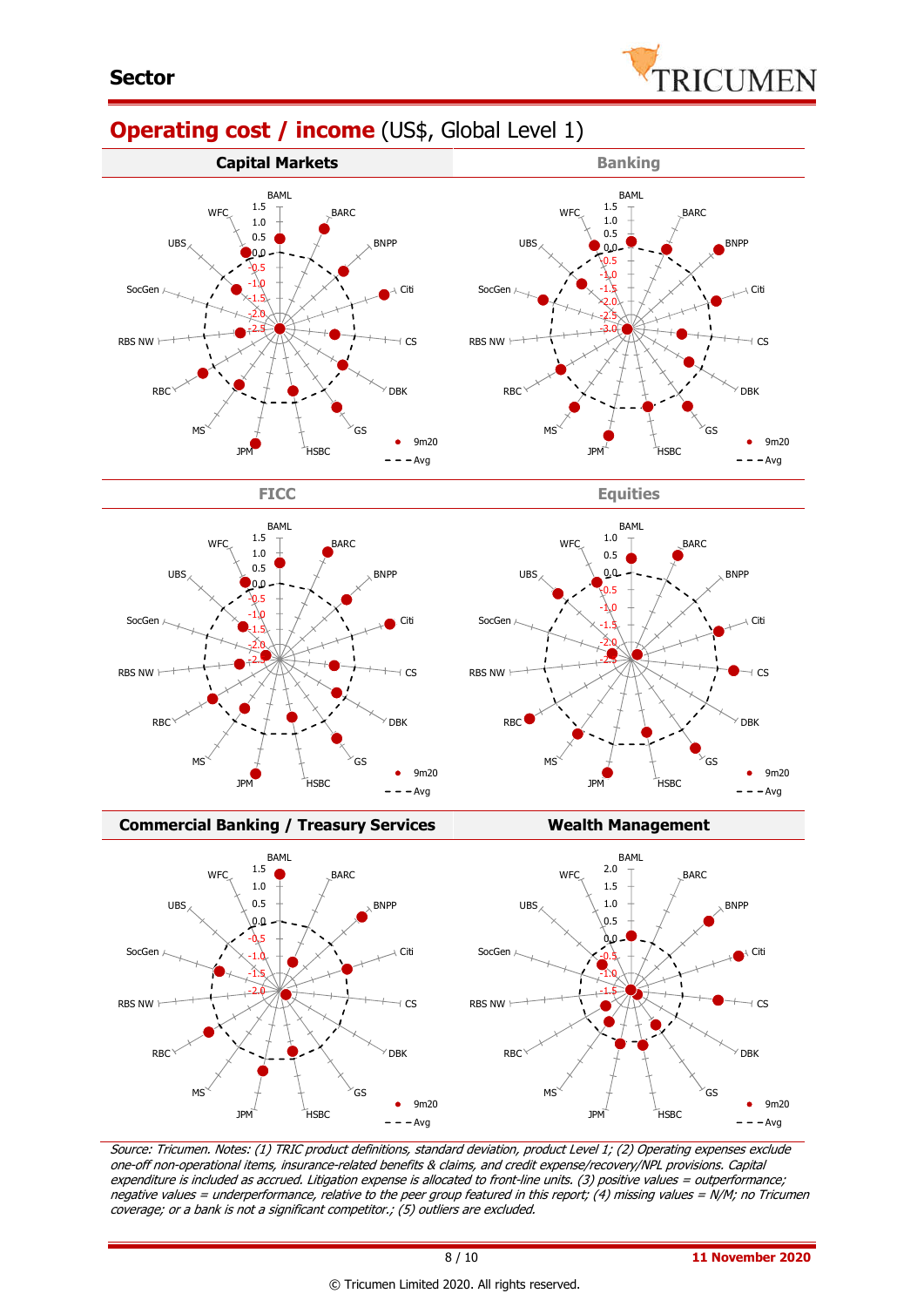## Sector

# Operating cost / income (US$, Global Level 1)

| Capital Markets | Banking |
|---|---|

| FICC | Equities |
|---|---|

| Commercial Banking / Treasury Services | Wealth Management |
|---|---|

*Source: Tricumen. Notes: (1) TRIC product definitions, standard deviation, product Level 1; (2) Operating expenses exclude one-off non-operational items, insurance-related benefits & claims, and credit expense/recovery/NPL provisions. Capital expenditure is included as accrued. Litigation expense is allocated to front-line units. (3) positive values = outperformance; negative values = underperformance, relative to the peer group featured in this report; (4) missing values = N/M; no Tricumen coverage; or a bank is not a significant competitor.; (5) outliers are excluded.*

11 November 2020

© Tricumen Limited 2020. All rights reserved.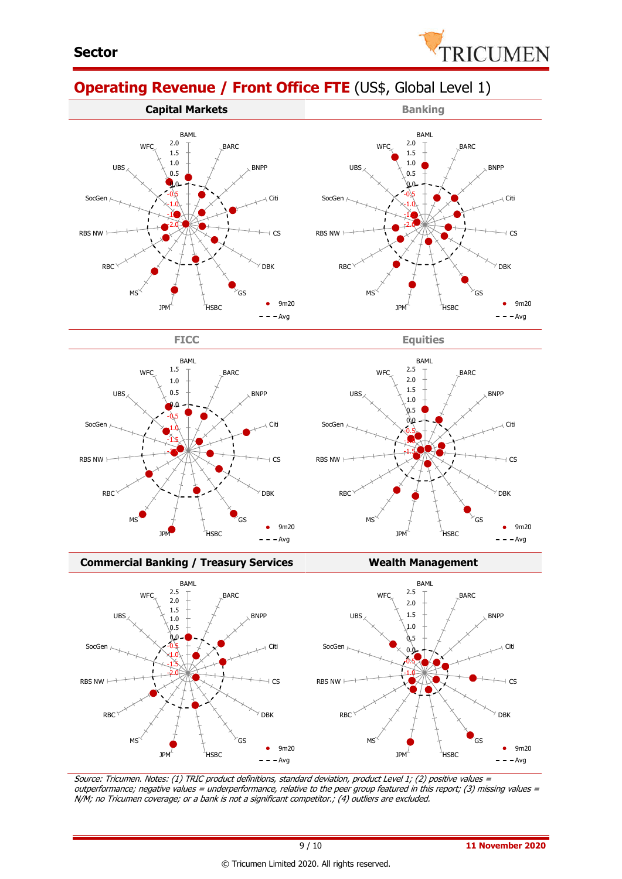## Operating Revenue / Front Office FTE (US$, Global Level 1)

**Capital Markets**

BAML, BARC, BNPP, Citi, CS, DBK, GS, HSBC, JPM, MS, RBC, RBS NW, SocGen, UBS, WFC

2.0 1.5 1.0 0.5 0.0 -0.5 -1.0 -1.5 -2.0

● 9m20
- - - Avg

**Banking**

BAML, BARC, BNPP, Citi, CS, DBK, GS, HSBC, JPM, MS, RBC, RBS NW, SocGen, UBS, WFC

2.0 1.5 1.0 0.5 0.0 -0.5 -1.0 -1.5 -2.0

● 9m20
- - - Avg

**FICC**

BAML, BARC, BNPP, Citi, CS, DBK, GS, HSBC, JPM, MS, RBC, RBS NW, SocGen, UBS, WFC

1.5 1.0 0.5 0.0 -0.5 -1.0 -1.5 -2.0

● 9m20
- - - Avg

**Equities**

BAML, BARC, BNPP, Citi, CS, DBK, GS, HSBC, JPM, MS, RBC, RBS NW, SocGen, UBS, WFC

2.5 2.0 1.5 1.0 0.5 0.0 -0.5 -1.0 -1.5

● 9m20
- - - Avg

**Commercial Banking / Treasury Services**

BAML, BARC, BNPP, Citi, CS, DBK, GS, HSBC, JPM, MS, RBC, RBS NW, SocGen, UBS, WFC

2.5 2.0 1.5 1.0 0.5 0.0 -0.5 -1.0 -1.5 -2.0

● 9m20
- - - Avg

**Wealth Management**

BAML, BARC, BNPP, Citi, CS, DBK, GS, HSBC, JPM, MS, RBC, RBS NW, SocGen, UBS, WFC

2.5 2.0 1.5 1.0 0.5 0.0 -0.5 -1.0

● 9m20
- - - Avg

*Source: Tricumen. Notes: (1) TRIC product definitions, standard deviation, product Level 1; (2) positive values = outperformance; negative values = underperformance, relative to the peer group featured in this report; (3) missing values = N/M; no Tricumen coverage; or a bank is not a significant competitor.; (4) outliers are excluded.*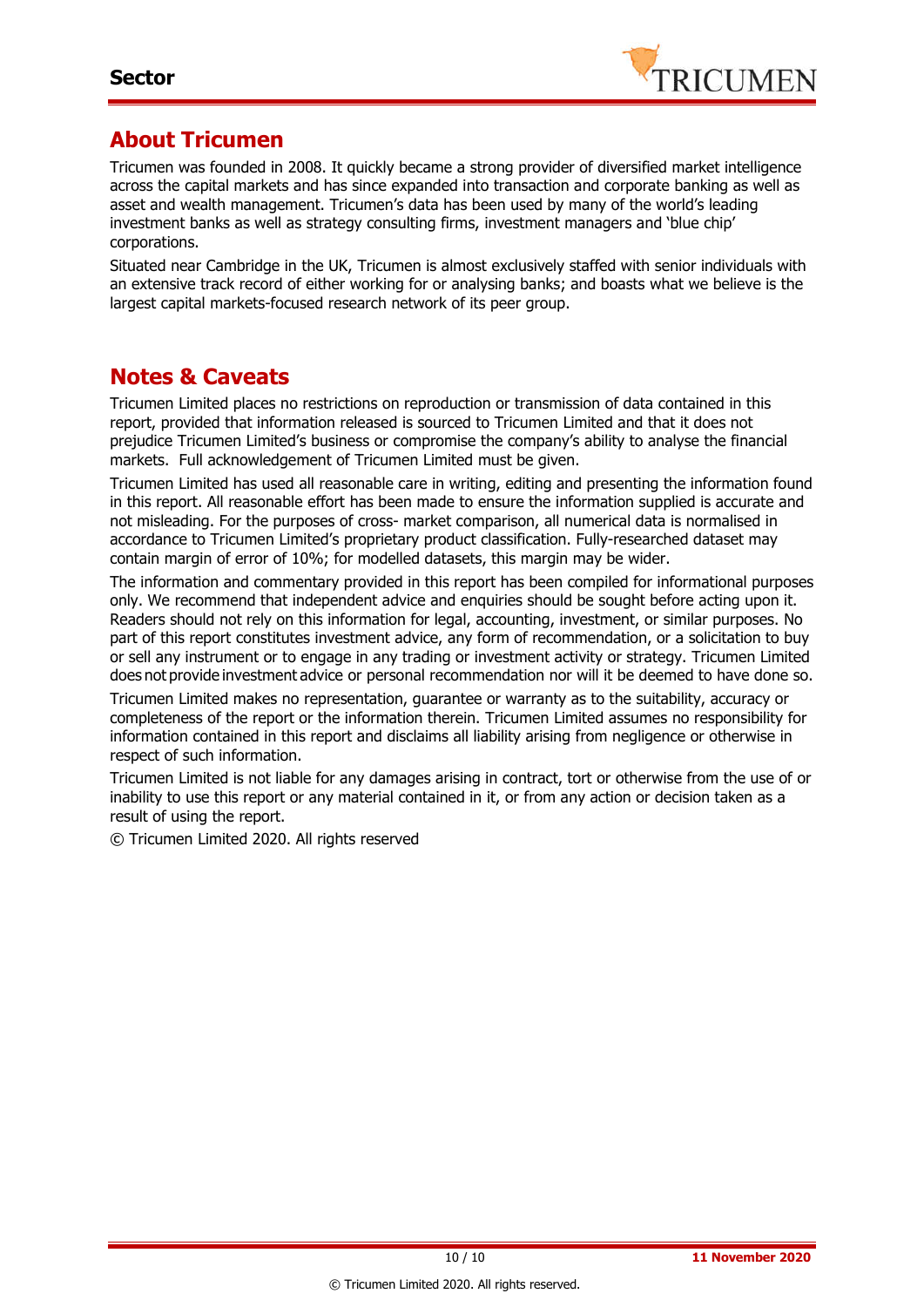## About Tricumen

Tricumen was founded in 2008. It quickly became a strong provider of diversified market intelligence across the capital markets and has since expanded into transaction and corporate banking as well as asset and wealth management. Tricumen's data has been used by many of the world's leading investment banks as well as strategy consulting firms, investment managers and 'blue chip' corporations.

Situated near Cambridge in the UK, Tricumen is almost exclusively staffed with senior individuals with an extensive track record of either working for or analysing banks; and boasts what we believe is the largest capital markets-focused research network of its peer group.

## Notes & Caveats

Tricumen Limited places no restrictions on reproduction or transmission of data contained in this report, provided that information released is sourced to Tricumen Limited and that it does not prejudice Tricumen Limited's business or compromise the company's ability to analyse the financial markets. Full acknowledgement of Tricumen Limited must be given.

Tricumen Limited has used all reasonable care in writing, editing and presenting the information found in this report. All reasonable effort has been made to ensure the information supplied is accurate and not misleading. For the purposes of cross- market comparison, all numerical data is normalised in accordance to Tricumen Limited's proprietary product classification. Fully-researched dataset may contain margin of error of 10%; for modelled datasets, this margin may be wider.

The information and commentary provided in this report has been compiled for informational purposes only. We recommend that independent advice and enquiries should be sought before acting upon it. Readers should not rely on this information for legal, accounting, investment, or similar purposes. No part of this report constitutes investment advice, any form of recommendation, or a solicitation to buy or sell any instrument or to engage in any trading or investment activity or strategy. Tricumen Limited does not provide investment advice or personal recommendation nor will it be deemed to have done so.

Tricumen Limited makes no representation, guarantee or warranty as to the suitability, accuracy or completeness of the report or the information therein. Tricumen Limited assumes no responsibility for information contained in this report and disclaims all liability arising from negligence or otherwise in respect of such information.

Tricumen Limited is not liable for any damages arising in contract, tort or otherwise from the use of or inability to use this report or any material contained in it, or from any action or decision taken as a result of using the report.

© Tricumen Limited 2020. All rights reserved